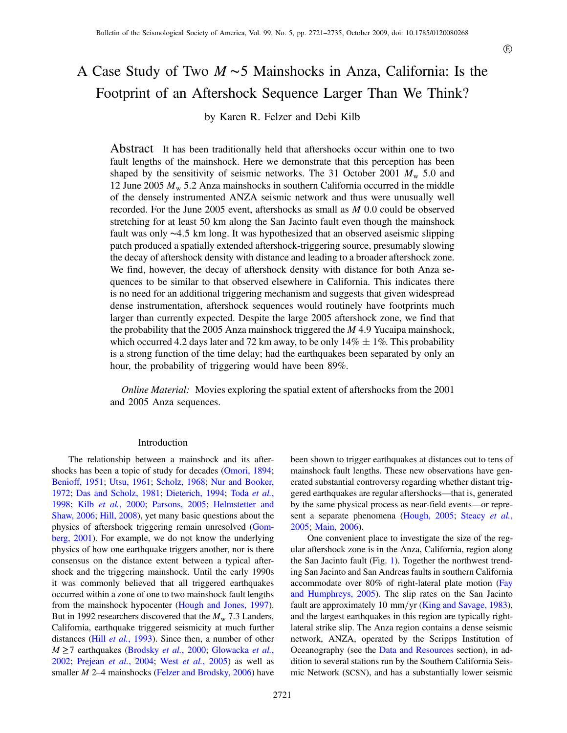# A Case Study of Two $M \sim 5$ Mainshocks in Anza, California: Is the Footprint of an Aftershock Sequence Larger Than We Think?

by Karen R. Felzer and Debi Kilb

**Abstract** It has been traditionally held that aftershocks occur within one to two fault lengths of the mainshock. Here we demonstrate that this perception has been shaped by the sensitivity of seismic networks. The 31 October 2001 $M_w$ 5.0 and 12 June 2005 $M_w$ 5.2 Anza mainshocks in southern California occurred in the middle of the densely instrumented ANZA seismic network and thus were unusually well recorded. For the June 2005 event, aftershocks as small as $M$ 0.0 could be observed stretching for at least 50 km along the San Jacinto fault even though the mainshock fault was only ~4.5 km long. It was hypothesized that an observed aseismic slipping patch produced a spatially extended aftershock-triggering source, presumably slowing the decay of aftershock density with distance and leading to a broader aftershock zone. We find, however, the decay of aftershock density with distance for both Anza sequences to be similar to that observed elsewhere in California. This indicates there is no need for an additional triggering mechanism and suggests that given widespread dense instrumentation, aftershock sequences would routinely have footprints much larger than currently expected. Despite the large 2005 aftershock zone, we find that the probability that the 2005 Anza mainshock triggered the $M$ 4.9 Yucaipa mainshock, which occurred 4.2 days later and 72 km away, to be only $14\% \pm 1\%$. This probability is a strong function of the time delay; had the earthquakes been separated by only an hour, the probability of triggering would have been 89%.

*Online Material:* Movies exploring the spatial extent of aftershocks from the 2001 and 2005 Anza sequences.

## Introduction

The relationship between a mainshock and its aftershocks has been a topic of study for decades (Omori, 1894; Benioff, 1951; Utsu, 1961; Scholz, 1968; Nur and Booker, 1972; Das and Scholz, 1981; Dieterich, 1994; Toda *et al.*, 1998; Kilb *et al.*, 2000; Parsons, 2005; Helmstetter and Shaw, 2006; Hill, 2008), yet many basic questions about the physics of aftershock triggering remain unresolved (Gomberg, 2001). For example, we do not know the underlying physics of how one earthquake triggers another, nor is there consensus on the distance extent between a typical aftershock and the triggering mainshock. Until the early 1990s it was commonly believed that all triggered earthquakes occurred within a zone of one to two mainshock fault lengths from the mainshock hypocenter (Hough and Jones, 1997). But in 1992 researchers discovered that the $M_w$ 7.3 Landers, California, earthquake triggered seismicity at much further distances (Hill *et al.*, 1993). Since then, a number of other $M \geq 7$ earthquakes (Brodsky *et al.*, 2000; Glowacka *et al.*, 2002; Prejean *et al.*, 2004; West *et al.*, 2005) as well as smaller $M$ 2–4 mainshocks (Felzer and Brodsky, 2006) have been shown to trigger earthquakes at distances out to tens of mainshock fault lengths. These new observations have generated substantial controversy regarding whether distant triggered earthquakes are regular aftershocks—that is, generated by the same physical process as near-field events—or represent a separate phenomena (Hough, 2005; Steacy *et al.*, 2005; Main, 2006).

One convenient place to investigate the size of the regular aftershock zone is in the Anza, California, region along the San Jacinto fault (Fig. 1). Together the northwest trending San Jacinto and San Andreas faults in southern California accommodate over 80% of right-lateral plate motion (Fay and Humphreys, 2005). The slip rates on the San Jacinto fault are approximately 10 mm/yr (King and Savage, 1983), and the largest earthquakes in this region are typically right-lateral strike slip. The Anza region contains a dense seismic network, ANZA, operated by the Scripps Institution of Oceanography (see the Data and Resources section), in addition to several stations run by the Southern California Seismic Network (SCSN), and has a substantially lower seismic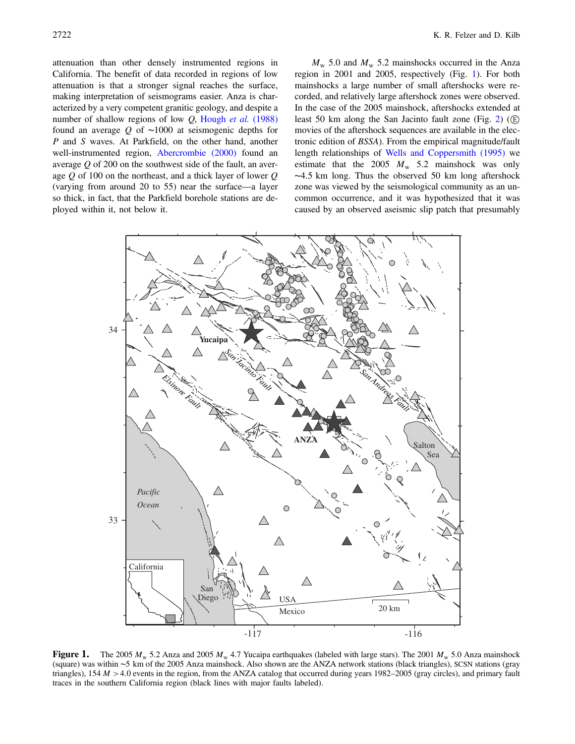attenuation than other densely instrumented regions in California. The benefit of data recorded in regions of low attenuation is that a stronger signal reaches the surface, making interpretation of seismograms easier. Anza is characterized by a very competent granitic geology, and despite a number of shallow regions of low $Q$, Hough *et al.* (1988) found an average $Q$ of ~1000 at seismogenic depths for $P$ and $S$ waves. At Parkfield, on the other hand, another well-instrumented region, Abercrombie (2000) found an average $Q$ of 200 on the southwest side of the fault, an average $Q$ of 100 on the northeast, and a thick layer of lower $Q$ (varying from around 20 to 55) near the surface—a layer so thick, in fact, that the Parkfield borehole stations are deployed within it, not below it.

$M_w$ 5.0 and $M_w$ 5.2 mainshocks occurred in the Anza region in 2001 and 2005, respectively (Fig. 1). For both mainshocks a large number of small aftershocks were recorded, and relatively large aftershock zones were observed. In the case of the 2005 mainshock, aftershocks extended at least 50 km along the San Jacinto fault zone (Fig. 2) (Ⓔ movies of the aftershock sequences are available in the electronic edition of *BSSA*). From the empirical magnitude/fault length relationships of Wells and Coppersmith (1995) we estimate that the 2005 $M_w$ 5.2 mainshock was only ~4.5 km long. Thus the observed 50 km long aftershock zone was viewed by the seismological community as an uncommon occurrence, and it was hypothesized that it was caused by an observed aseismic slip patch that presumably

**Figure 1.** The 2005 $M_w$ 5.2 Anza and 2005 $M_w$ 4.7 Yucaipa earthquakes (labeled with large stars). The 2001 $M_w$ 5.0 Anza mainshock (square) was within ~5 km of the 2005 Anza mainshock. Also shown are the ANZA network stations (black triangles), SCSN stations (gray triangles), 154 $M > 4.0$ events in the region, from the ANZA catalog that occurred during years 1982–2005 (gray circles), and primary fault traces in the southern California region (black lines with major faults labeled).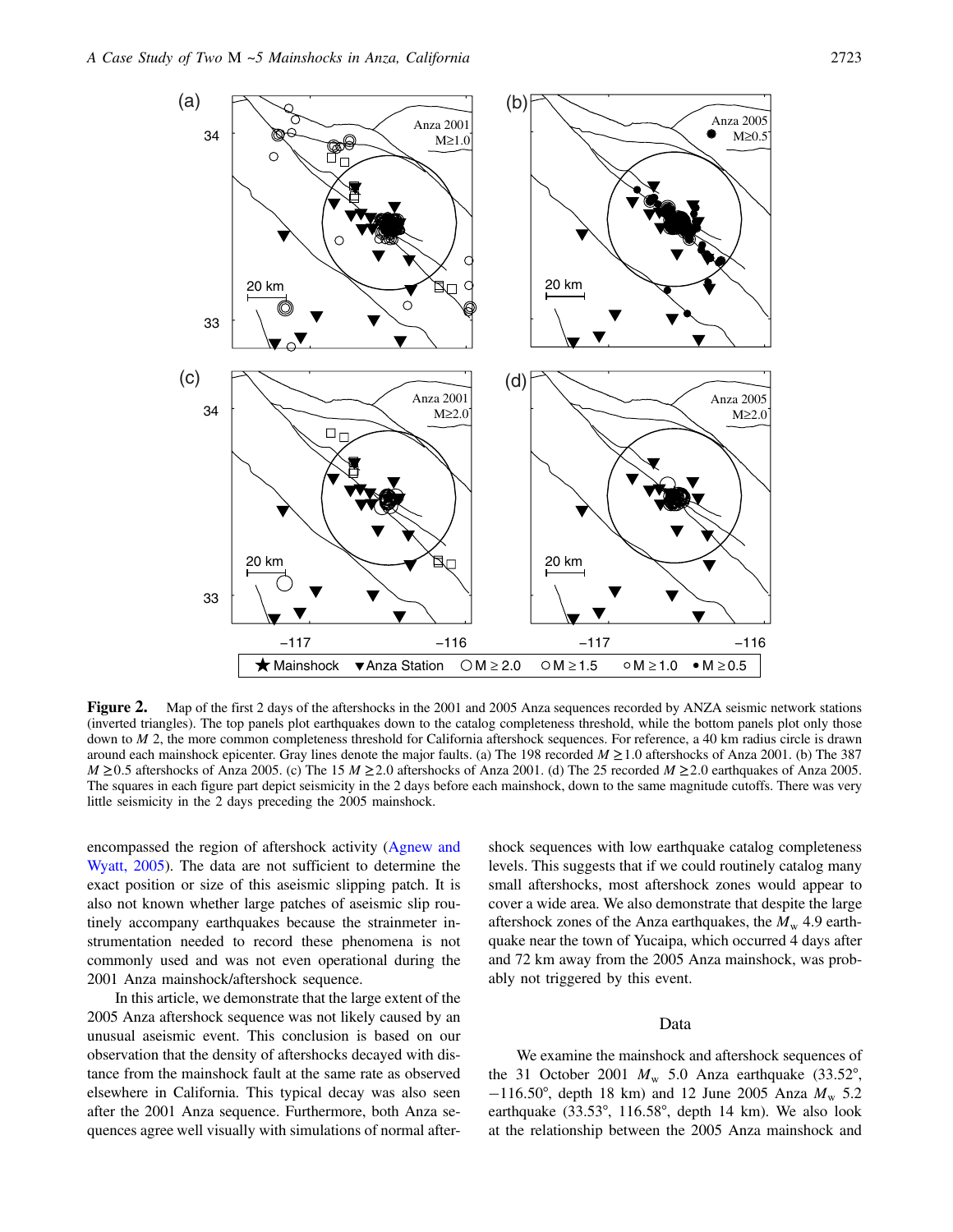**Figure 2.** Map of the first 2 days of the aftershocks in the 2001 and 2005 Anza sequences recorded by ANZA seismic network stations (inverted triangles). The top panels plot earthquakes down to the catalog completeness threshold, while the bottom panels plot only those down to $M$ 2, the more common completeness threshold for California aftershock sequences. For reference, a 40 km radius circle is drawn around each mainshock epicenter. Gray lines denote the major faults. (a) The 198 recorded $M \geq 1.0$ aftershocks of Anza 2001. (b) The 387 $M \geq 0.5$ aftershocks of Anza 2005. (c) The 15 $M \geq 2.0$ aftershocks of Anza 2001. (d) The 25 recorded $M \geq 2.0$ earthquakes of Anza 2005. The squares in each figure part depict seismicity in the 2 days before each mainshock, down to the same magnitude cutoffs. There was very little seismicity in the 2 days preceding the 2005 mainshock.

encompassed the region of aftershock activity (Agnew and Wyatt, 2005). The data are not sufficient to determine the exact position or size of this aseismic slipping patch. It is also not known whether large patches of aseismic slip routinely accompany earthquakes because the strainmeter instrumentation needed to record these phenomena is not commonly used and was not even operational during the 2001 Anza mainshock/aftershock sequence.

In this article, we demonstrate that the large extent of the 2005 Anza aftershock sequence was not likely caused by an unusual aseismic event. This conclusion is based on our observation that the density of aftershocks decayed with distance from the mainshock fault at the same rate as observed elsewhere in California. This typical decay was also seen after the 2001 Anza sequence. Furthermore, both Anza sequences agree well visually with simulations of normal aftershock sequences with low earthquake catalog completeness levels. This suggests that if we could routinely catalog many small aftershocks, most aftershock zones would appear to cover a wide area. We also demonstrate that despite the large aftershock zones of the Anza earthquakes, the $M_w$ 4.9 earthquake near the town of Yucaipa, which occurred 4 days after and 72 km away from the 2005 Anza mainshock, was probably not triggered by this event.

## Data

We examine the mainshock and aftershock sequences of the 31 October 2001 $M_w$ 5.0 Anza earthquake (33.52°, −116.50°, depth 18 km) and 12 June 2005 Anza $M_w$ 5.2 earthquake (33.53°, 116.58°, depth 14 km). We also look at the relationship between the 2005 Anza mainshock and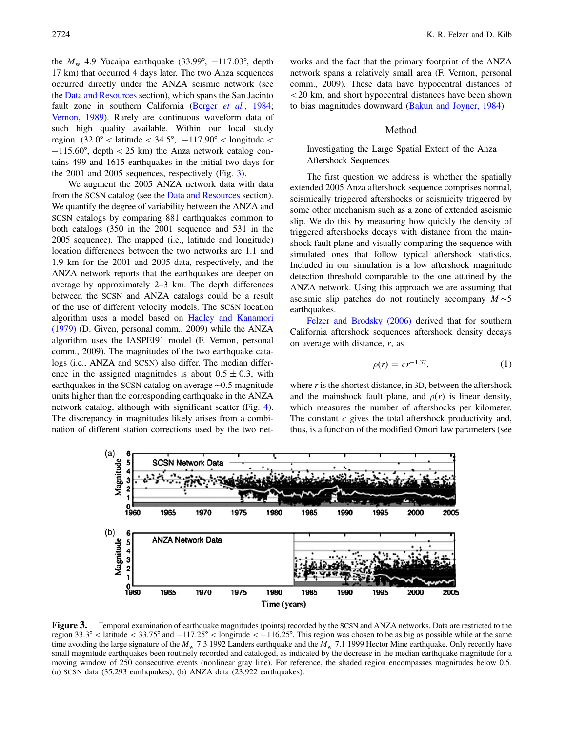the $M_w$ 4.9 Yucaipa earthquake (33.99°, −117.03°, depth 17 km) that occurred 4 days later. The two Anza sequences occurred directly under the ANZA seismic network (see the Data and Resources section), which spans the San Jacinto fault zone in southern California (Berger *et al.*, 1984; Vernon, 1989). Rarely are continuous waveform data of such high quality available. Within our local study region (32.0° < latitude < 34.5°, −117.90° < longitude < −115.60°, depth < 25 km) the Anza network catalog contains 499 and 1615 earthquakes in the initial two days for the 2001 and 2005 sequences, respectively (Fig. 3).

We augment the 2005 ANZA network data with data from the SCSN catalog (see the Data and Resources section). We quantify the degree of variability between the ANZA and SCSN catalogs by comparing 881 earthquakes common to both catalogs (350 in the 2001 sequence and 531 in the 2005 sequence). The mapped (i.e., latitude and longitude) location differences between the two networks are 1.1 and 1.9 km for the 2001 and 2005 data, respectively, and the ANZA network reports that the earthquakes are deeper on average by approximately 2–3 km. The depth differences between the SCSN and ANZA catalogs could be a result of the use of different velocity models. The SCSN location algorithm uses a model based on Hadley and Kanamori (1979) (D. Given, personal comm., 2009) while the ANZA algorithm uses the IASPEI91 model (F. Vernon, personal comm., 2009). The magnitudes of the two earthquake catalogs (i.e., ANZA and SCSN) also differ. The median difference in the assigned magnitudes is about $0.5 \pm 0.3$, with earthquakes in the SCSN catalog on average ~0.5 magnitude units higher than the corresponding earthquake in the ANZA network catalog, although with significant scatter (Fig. 4). The discrepancy in magnitudes likely arises from a combination of different station corrections used by the two networks and the fact that the primary footprint of the ANZA network spans a relatively small area (F. Vernon, personal comm., 2009). These data have hypocentral distances of <20 km, and short hypocentral distances have been shown to bias magnitudes downward (Bakun and Joyner, 1984).

## Method

### Investigating the Large Spatial Extent of the Anza Aftershock Sequences

The first question we address is whether the spatially extended 2005 Anza aftershock sequence comprises normal, seismically triggered aftershocks or seismicity triggered by some other mechanism such as a zone of extended aseismic slip. We do this by measuring how quickly the density of triggered aftershocks decays with distance from the mainshock fault plane and visually comparing the sequence with simulated ones that follow typical aftershock statistics. Included in our simulation is a low aftershock magnitude detection threshold comparable to the one attained by the ANZA network. Using this approach we are assuming that aseismic slip patches do not routinely accompany $M \sim 5$ earthquakes.

Felzer and Brodsky (2006) derived that for southern California aftershock sequences aftershock density decays on average with distance, $r$, as

$$\rho(r) = cr^{-1.37}, \tag{1}$$

where $r$ is the shortest distance, in 3D, between the aftershock and the mainshock fault plane, and $\rho(r)$ is linear density, which measures the number of aftershocks per kilometer. The constant $c$ gives the total aftershock productivity and, thus, is a function of the modified Omori law parameters (see

**Figure 3.** Temporal examination of earthquake magnitudes (points) recorded by the SCSN and ANZA networks. Data are restricted to the region 33.3° < latitude < 33.75° and −117.25° < longitude < −116.25°. This region was chosen to be as big as possible while at the same time avoiding the large signature of the $M_w$ 7.3 1992 Landers earthquake and the $M_w$ 7.1 1999 Hector Mine earthquake. Only recently have small magnitude earthquakes been routinely recorded and cataloged, as indicated by the decrease in the median earthquake magnitude for a moving window of 250 consecutive events (nonlinear gray line). For reference, the shaded region encompasses magnitudes below 0.5. (a) SCSN data (35,293 earthquakes); (b) ANZA data (23,922 earthquakes).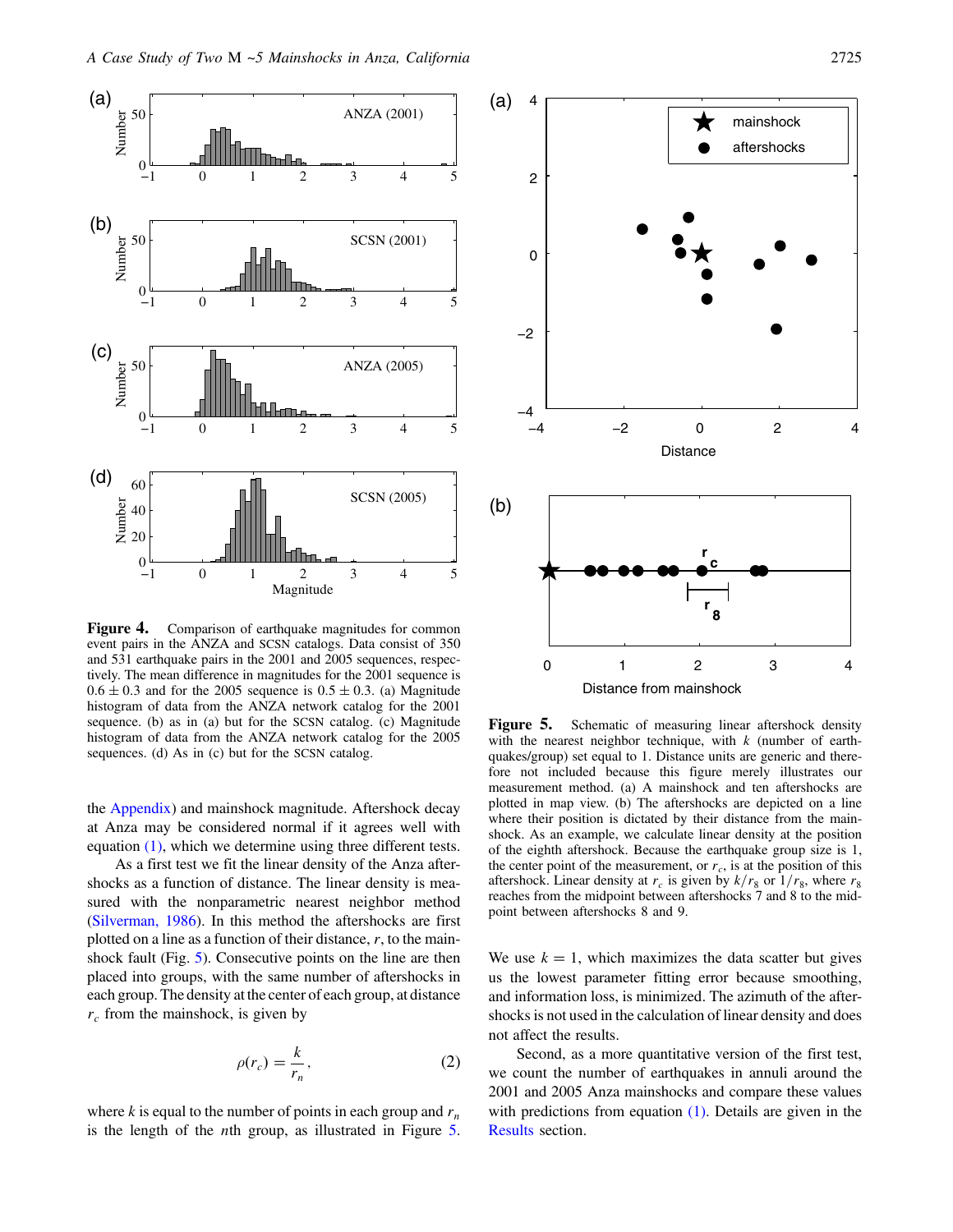**Figure 4.** Comparison of earthquake magnitudes for common event pairs in the ANZA and SCSN catalogs. Data consist of 350 and 531 earthquake pairs in the 2001 and 2005 sequences, respectively. The mean difference in magnitudes for the 2001 sequence is $0.6 \pm 0.3$ and for the 2005 sequence is $0.5 \pm 0.3$. (a) Magnitude histogram of data from the ANZA network catalog for the 2001 sequence. (b) as in (a) but for the SCSN catalog. (c) Magnitude histogram of data from the ANZA network catalog for the 2005 sequences. (d) As in (c) but for the SCSN catalog.

**Figure 5.** Schematic of measuring linear aftershock density with the nearest neighbor technique, with $k$ (number of earthquakes/group) set equal to 1. Distance units are generic and therefore not included because this figure merely illustrates our measurement method. (a) A mainshock and ten aftershocks are plotted in map view. (b) The aftershocks are depicted on a line where their position is dictated by their distance from the mainshock. As an example, we calculate linear density at the position of the eighth aftershock. Because the earthquake group size is 1, the center point of the measurement, or $r_c$, is at the position of this aftershock. Linear density at $r_c$ is given by $k/r_8$ or $1/r_8$, where $r_8$ reaches from the midpoint between aftershocks 7 and 8 to the midpoint between aftershocks 8 and 9.

the Appendix) and mainshock magnitude. Aftershock decay at Anza may be considered normal if it agrees well with equation (1), which we determine using three different tests.

As a first test we fit the linear density of the Anza aftershocks as a function of distance. The linear density is measured with the nonparametric nearest neighbor method (Silverman, 1986). In this method the aftershocks are first plotted on a line as a function of their distance, $r$, to the mainshock fault (Fig. 5). Consecutive points on the line are then placed into groups, with the same number of aftershocks in each group. The density at the center of each group, at distance $r_c$ from the mainshock, is given by

$$\rho(r_c) = \frac{k}{r_n}, \tag{2}$$

where $k$ is equal to the number of points in each group and $r_n$ is the length of the $n$th group, as illustrated in Figure 5. We use $k = 1$, which maximizes the data scatter but gives us the lowest parameter fitting error because smoothing, and information loss, is minimized. The azimuth of the aftershocks is not used in the calculation of linear density and does not affect the results.

Second, as a more quantitative version of the first test, we count the number of earthquakes in annuli around the 2001 and 2005 Anza mainshocks and compare these values with predictions from equation (1). Details are given in the Results section.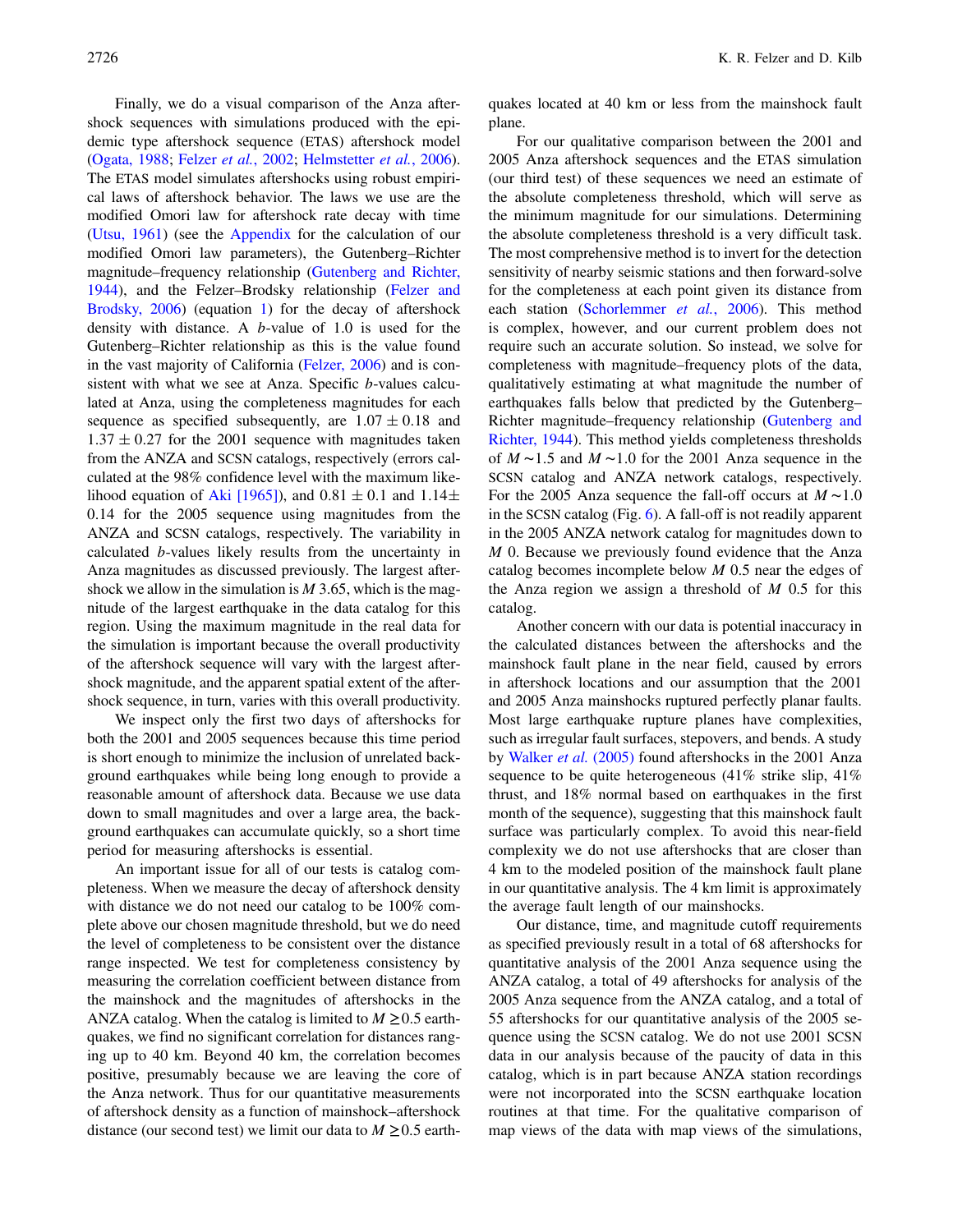Finally, we do a visual comparison of the Anza aftershock sequences with simulations produced with the epidemic type aftershock sequence (ETAS) aftershock model (Ogata, 1988; Felzer *et al.*, 2002; Helmstetter *et al.*, 2006). The ETAS model simulates aftershocks using robust empirical laws of aftershock behavior. The laws we use are the modified Omori law for aftershock rate decay with time (Utsu, 1961) (see the Appendix for the calculation of our modified Omori law parameters), the Gutenberg–Richter magnitude–frequency relationship (Gutenberg and Richter, 1944), and the Felzer–Brodsky relationship (Felzer and Brodsky, 2006) (equation 1) for the decay of aftershock density with distance. A $b$-value of 1.0 is used for the Gutenberg–Richter relationship as this is the value found in the vast majority of California (Felzer, 2006) and is consistent with what we see at Anza. Specific $b$-values calculated at Anza, using the completeness magnitudes for each sequence as specified subsequently, are $1.07 \pm 0.18$ and $1.37 \pm 0.27$ for the 2001 sequence with magnitudes taken from the ANZA and SCSN catalogs, respectively (errors calculated at the 98% confidence level with the maximum likelihood equation of Aki [1965]), and $0.81 \pm 0.1$ and $1.14 \pm 0.14$ for the 2005 sequence using magnitudes from the ANZA and SCSN catalogs, respectively. The variability in calculated $b$-values likely results from the uncertainty in Anza magnitudes as discussed previously. The largest aftershock we allow in the simulation is $M$ 3.65, which is the magnitude of the largest earthquake in the data catalog for this region. Using the maximum magnitude in the real data for the simulation is important because the overall productivity of the aftershock sequence will vary with the largest aftershock magnitude, and the apparent spatial extent of the aftershock sequence, in turn, varies with this overall productivity.

We inspect only the first two days of aftershocks for both the 2001 and 2005 sequences because this time period is short enough to minimize the inclusion of unrelated background earthquakes while being long enough to provide a reasonable amount of aftershock data. Because we use data down to small magnitudes and over a large area, the background earthquakes can accumulate quickly, so a short time period for measuring aftershocks is essential.

An important issue for all of our tests is catalog completeness. When we measure the decay of aftershock density with distance we do not need our catalog to be 100% complete above our chosen magnitude threshold, but we do need the level of completeness to be consistent over the distance range inspected. We test for completeness consistency by measuring the correlation coefficient between distance from the mainshock and the magnitudes of aftershocks in the ANZA catalog. When the catalog is limited to $M \geq 0.5$ earthquakes, we find no significant correlation for distances ranging up to 40 km. Beyond 40 km, the correlation becomes positive, presumably because we are leaving the core of the Anza network. Thus for our quantitative measurements of aftershock density as a function of mainshock–aftershock distance (our second test) we limit our data to $M \geq 0.5$ earthquakes located at 40 km or less from the mainshock fault plane.

For our qualitative comparison between the 2001 and 2005 Anza aftershock sequences and the ETAS simulation (our third test) of these sequences we need an estimate of the absolute completeness threshold, which will serve as the minimum magnitude for our simulations. Determining the absolute completeness threshold is a very difficult task. The most comprehensive method is to invert for the detection sensitivity of nearby seismic stations and then forward-solve for the completeness at each point given its distance from each station (Schorlemmer *et al.*, 2006). This method is complex, however, and our current problem does not require such an accurate solution. So instead, we solve for completeness with magnitude–frequency plots of the data, qualitatively estimating at what magnitude the number of earthquakes falls below that predicted by the Gutenberg–Richter magnitude–frequency relationship (Gutenberg and Richter, 1944). This method yields completeness thresholds of $M \sim 1.5$ and $M \sim 1.0$ for the 2001 Anza sequence in the SCSN catalog and ANZA network catalogs, respectively. For the 2005 Anza sequence the fall-off occurs at $M \sim 1.0$ in the SCSN catalog (Fig. 6). A fall-off is not readily apparent in the 2005 ANZA network catalog for magnitudes down to $M$ 0. Because we previously found evidence that the Anza catalog becomes incomplete below $M$ 0.5 near the edges of the Anza region we assign a threshold of $M$ 0.5 for this catalog.

Another concern with our data is potential inaccuracy in the calculated distances between the aftershocks and the mainshock fault plane in the near field, caused by errors in aftershock locations and our assumption that the 2001 and 2005 Anza mainshocks ruptured perfectly planar faults. Most large earthquake rupture planes have complexities, such as irregular fault surfaces, stepovers, and bends. A study by Walker *et al.* (2005) found aftershocks in the 2001 Anza sequence to be quite heterogeneous (41% strike slip, 41% thrust, and 18% normal based on earthquakes in the first month of the sequence), suggesting that this mainshock fault surface was particularly complex. To avoid this near-field complexity we do not use aftershocks that are closer than 4 km to the modeled position of the mainshock fault plane in our quantitative analysis. The 4 km limit is approximately the average fault length of our mainshocks.

Our distance, time, and magnitude cutoff requirements as specified previously result in a total of 68 aftershocks for quantitative analysis of the 2001 Anza sequence using the ANZA catalog, a total of 49 aftershocks for analysis of the 2005 Anza sequence from the ANZA catalog, and a total of 55 aftershocks for our quantitative analysis of the 2005 sequence using the SCSN catalog. We do not use 2001 SCSN data in our analysis because of the paucity of data in this catalog, which is in part because ANZA station recordings were not incorporated into the SCSN earthquake location routines at that time. For the qualitative comparison of map views of the data with map views of the simulations,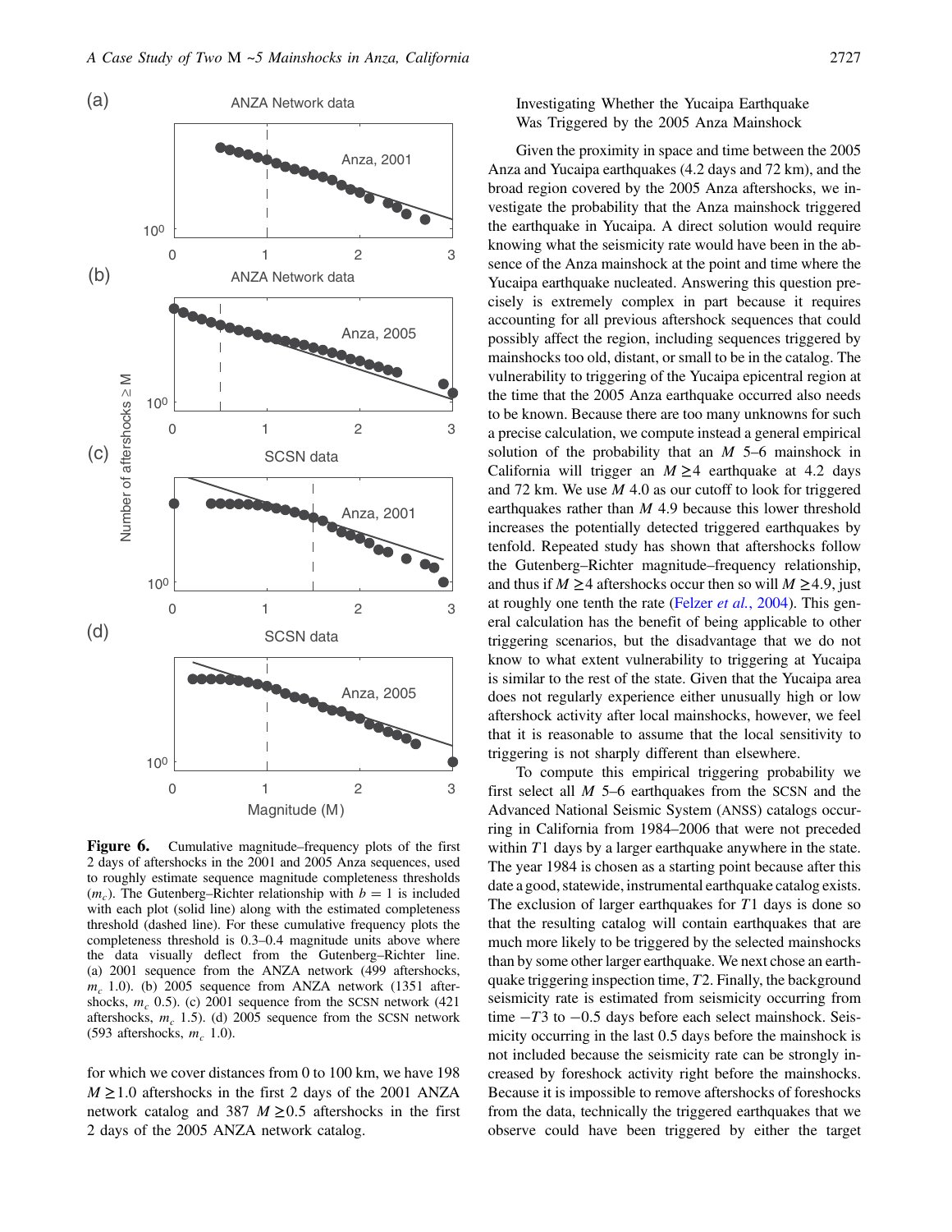**Figure 6.** Cumulative magnitude–frequency plots of the first 2 days of aftershocks in the 2001 and 2005 Anza sequences, used to roughly estimate sequence magnitude completeness thresholds ($m_c$). The Gutenberg–Richter relationship with $b = 1$ is included with each plot (solid line) along with the estimated completeness threshold (dashed line). For these cumulative frequency plots the completeness threshold is 0.3–0.4 magnitude units above where the data visually deflect from the Gutenberg–Richter line. (a) 2001 sequence from the ANZA network (499 aftershocks, $m_c$ 1.0). (b) 2005 sequence from ANZA network (1351 aftershocks, $m_c$ 0.5). (c) 2001 sequence from the SCSN network (421 aftershocks, $m_c$ 1.5). (d) 2005 sequence from the SCSN network (593 aftershocks, $m_c$ 1.0).

for which we cover distances from 0 to 100 km, we have 198 $M \geq 1.0$ aftershocks in the first 2 days of the 2001 ANZA network catalog and 387 $M \geq 0.5$ aftershocks in the first 2 days of the 2005 ANZA network catalog.

## Investigating Whether the Yucaipa Earthquake Was Triggered by the 2005 Anza Mainshock

Given the proximity in space and time between the 2005 Anza and Yucaipa earthquakes (4.2 days and 72 km), and the broad region covered by the 2005 Anza aftershocks, we investigate the probability that the Anza mainshock triggered the earthquake in Yucaipa. A direct solution would require knowing what the seismicity rate would have been in the absence of the Anza mainshock at the point and time where the Yucaipa earthquake nucleated. Answering this question precisely is extremely complex in part because it requires accounting for all previous aftershock sequences that could possibly affect the region, including sequences triggered by mainshocks too old, distant, or small to be in the catalog. The vulnerability to triggering of the Yucaipa epicentral region at the time that the 2005 Anza earthquake occurred also needs to be known. Because there are too many unknowns for such a precise calculation, we compute instead a general empirical solution of the probability that an $M$ 5–6 mainshock in California will trigger an $M \geq 4$ earthquake at 4.2 days and 72 km. We use $M$ 4.0 as our cutoff to look for triggered earthquakes rather than $M$ 4.9 because this lower threshold increases the potentially detected triggered earthquakes by tenfold. Repeated study has shown that aftershocks follow the Gutenberg–Richter magnitude–frequency relationship, and thus if $M \geq 4$ aftershocks occur then so will $M \geq 4.9$, just at roughly one tenth the rate (Felzer *et al.*, 2004). This general calculation has the benefit of being applicable to other triggering scenarios, but the disadvantage that we do not know to what extent vulnerability to triggering at Yucaipa is similar to the rest of the state. Given that the Yucaipa area does not regularly experience either unusually high or low aftershock activity after local mainshocks, however, we feel that it is reasonable to assume that the local sensitivity to triggering is not sharply different than elsewhere.

To compute this empirical triggering probability we first select all $M$ 5–6 earthquakes from the SCSN and the Advanced National Seismic System (ANSS) catalogs occurring in California from 1984–2006 that were not preceded within $T1$ days by a larger earthquake anywhere in the state. The year 1984 is chosen as a starting point because after this date a good, statewide, instrumental earthquake catalog exists. The exclusion of larger earthquakes for $T1$ days is done so that the resulting catalog will contain earthquakes that are much more likely to be triggered by the selected mainshocks than by some other larger earthquake. We next chose an earthquake triggering inspection time, $T2$. Finally, the background seismicity rate is estimated from seismicity occurring from time $-T3$ to $-0.5$ days before each select mainshock. Seismicity occurring in the last 0.5 days before the mainshock is not included because the seismicity rate can be strongly increased by foreshock activity right before the mainshocks. Because it is impossible to remove aftershocks of foreshocks from the data, technically the triggered earthquakes that we observe could have been triggered by either the target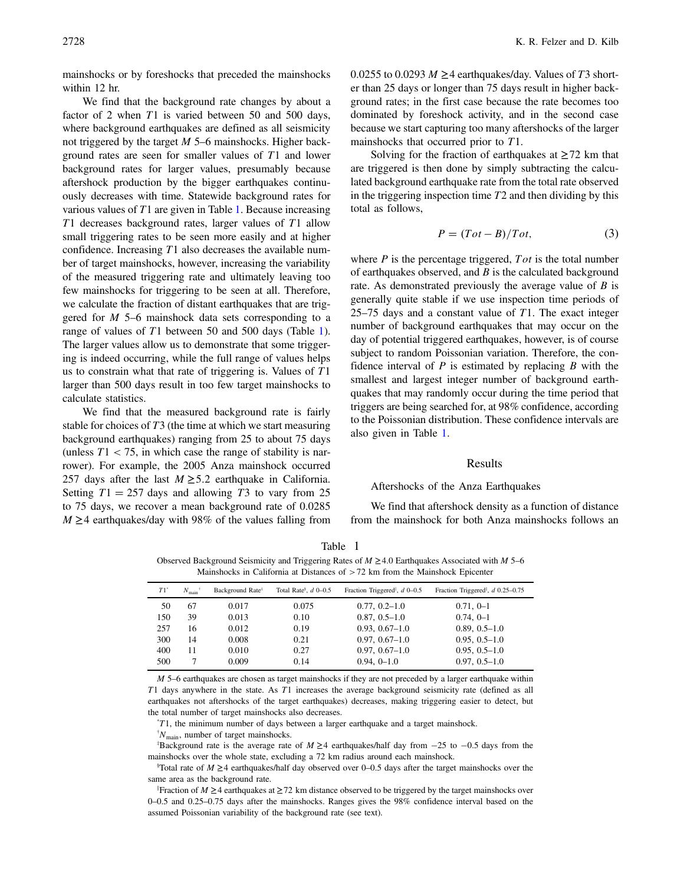mainshocks or by foreshocks that preceded the mainshocks within 12 hr.

We find that the background rate changes by about a factor of 2 when $T1$ is varied between 50 and 500 days, where background earthquakes are defined as all seismicity not triggered by the target $M$ 5–6 mainshocks. Higher background rates are seen for smaller values of $T1$ and lower background rates for larger values, presumably because aftershock production by the bigger earthquakes continuously decreases with time. Statewide background rates for various values of $T1$ are given in Table 1. Because increasing $T1$ decreases background rates, larger values of $T1$ allow small triggering rates to be seen more easily and at higher confidence. Increasing $T1$ also decreases the available number of target mainshocks, however, increasing the variability of the measured triggering rate and ultimately leaving too few mainshocks for triggering to be seen at all. Therefore, we calculate the fraction of distant earthquakes that are triggered for $M$ 5–6 mainshock data sets corresponding to a range of values of $T1$ between 50 and 500 days (Table 1). The larger values allow us to demonstrate that some triggering is indeed occurring, while the full range of values helps us to constrain what that rate of triggering is. Values of $T1$ larger than 500 days result in too few target mainshocks to calculate statistics.

We find that the measured background rate is fairly stable for choices of $T3$ (the time at which we start measuring background earthquakes) ranging from 25 to about 75 days (unless $T1 < 75$, in which case the range of stability is narrower). For example, the 2005 Anza mainshock occurred 257 days after the last $M \geq 5.2$ earthquake in California. Setting $T1 = 257$ days and allowing $T3$ to vary from 25 to 75 days, we recover a mean background rate of 0.0285 $M \geq 4$ earthquakes/day with 98% of the values falling from 0.0255 to 0.0293 $M \geq 4$ earthquakes/day. Values of $T3$ shorter than 25 days or longer than 75 days result in higher background rates; in the first case because the rate becomes too dominated by foreshock activity, and in the second case because we start capturing too many aftershocks of the larger mainshocks that occurred prior to $T1$.

Solving for the fraction of earthquakes at $\geq 72$ km that are triggered is then done by simply subtracting the calculated background earthquake rate from the total rate observed in the triggering inspection time $T2$ and then dividing by this total as follows,

$$P = (Tot - B)/Tot, \tag{3}$$

where $P$ is the percentage triggered, $Tot$ is the total number of earthquakes observed, and $B$ is the calculated background rate. As demonstrated previously the average value of $B$ is generally quite stable if we use inspection time periods of 25–75 days and a constant value of $T1$. The exact integer number of background earthquakes that may occur on the day of potential triggered earthquakes, however, is of course subject to random Poissonian variation. Therefore, the confidence interval of $P$ is estimated by replacing $B$ with the smallest and largest integer number of background earthquakes that may randomly occur during the time period that triggers are being searched for, at 98% confidence, according to the Poissonian distribution. These confidence intervals are also given in Table 1.

## Results

### Aftershocks of the Anza Earthquakes

We find that aftershock density as a function of distance from the mainshock for both Anza mainshocks follows an

Table 1
Observed Background Seismicity and Triggering Rates of $M \geq 4.0$ Earthquakes Associated with $M$ 5–6 Mainshocks in California at Distances of >72 km from the Mainshock Epicenter

| $T1$* | $N_{main}$† | Background Rate‡ | Total Rate§, $d$ 0–0.5 | Fraction Triggered‖, $d$ 0–0.5 | Fraction Triggered‖, $d$ 0.25–0.75 |
|---|---|---|---|---|---|
| 50 | 67 | 0.017 | 0.075 | 0.77, 0.2–1.0 | 0.71, 0–1 |
| 150 | 39 | 0.013 | 0.10 | 0.87, 0.5–1.0 | 0.74, 0–1 |
| 257 | 16 | 0.012 | 0.19 | 0.93, 0.67–1.0 | 0.89, 0.5–1.0 |
| 300 | 14 | 0.008 | 0.21 | 0.97, 0.67–1.0 | 0.95, 0.5–1.0 |
| 400 | 11 | 0.010 | 0.27 | 0.97, 0.67–1.0 | 0.95, 0.5–1.0 |
| 500 | 7 | 0.009 | 0.14 | 0.94, 0–1.0 | 0.97, 0.5–1.0 |

$M$ 5–6 earthquakes are chosen as target mainshocks if they are not preceded by a larger earthquake within $T1$ days anywhere in the state. As $T1$ increases the average background seismicity rate (defined as all earthquakes not aftershocks of the target earthquakes) decreases, making triggering easier to detect, but the total number of target mainshocks also decreases.

*$T1$, the minimum number of days between a larger earthquake and a target mainshock.

†$N_{main}$, number of target mainshocks.

‡Background rate is the average rate of $M \geq 4$ earthquakes/half day from −25 to −0.5 days from the mainshocks over the whole state, excluding a 72 km radius around each mainshock.

§Total rate of $M \geq 4$ earthquakes/half day observed over 0–0.5 days after the target mainshocks over the same area as the background rate.

‖Fraction of $M \geq 4$ earthquakes at $\geq 72$ km distance observed to be triggered by the target mainshocks over 0–0.5 and 0.25–0.75 days after the mainshocks. Ranges gives the 98% confidence interval based on the assumed Poissonian variability of the background rate (see text).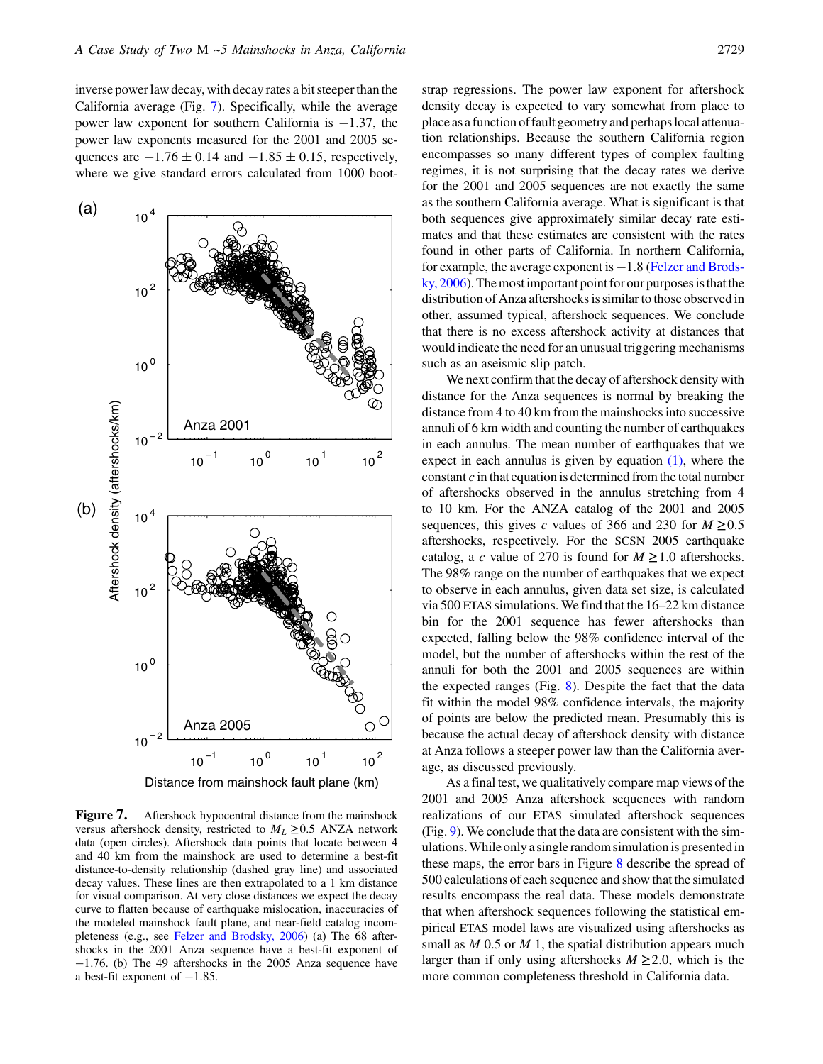inverse power law decay, with decay rates a bit steeper than the California average (Fig. 7). Specifically, while the average power law exponent for southern California is $-1.37$, the power law exponents measured for the 2001 and 2005 sequences are $-1.76 \pm 0.14$ and $-1.85 \pm 0.15$, respectively, where we give standard errors calculated from 1000 bootstrap regressions. The power law exponent for aftershock density decay is expected to vary somewhat from place to place as a function of fault geometry and perhaps local attenuation relationships. Because the southern California region encompasses so many different types of complex faulting regimes, it is not surprising that the decay rates we derive for the 2001 and 2005 sequences are not exactly the same as the southern California average. What is significant is that both sequences give approximately similar decay rate estimates and that these estimates are consistent with the rates found in other parts of California. In northern California, for example, the average exponent is $-1.8$ (Felzer and Brodsky, 2006). The most important point for our purposes is that the distribution of Anza aftershocks is similar to those observed in other, assumed typical, aftershock sequences. We conclude that there is no excess aftershock activity at distances that would indicate the need for an unusual triggering mechanisms such as an aseismic slip patch.

We next confirm that the decay of aftershock density with distance for the Anza sequences is normal by breaking the distance from 4 to 40 km from the mainshocks into successive annuli of 6 km width and counting the number of earthquakes in each annulus. The mean number of earthquakes that we expect in each annulus is given by equation (1), where the constant $c$ in that equation is determined from the total number of aftershocks observed in the annulus stretching from 4 to 10 km. For the ANZA catalog of the 2001 and 2005 sequences, this gives $c$ values of 366 and 230 for $M \geq 0.5$ aftershocks, respectively. For the SCSN 2005 earthquake catalog, a $c$ value of 270 is found for $M \geq 1.0$ aftershocks. The 98% range on the number of earthquakes that we expect to observe in each annulus, given data set size, is calculated via 500 ETAS simulations. We find that the 16–22 km distance bin for the 2001 sequence has fewer aftershocks than expected, falling below the 98% confidence interval of the model, but the number of aftershocks within the rest of the annuli for both the 2001 and 2005 sequences are within the expected ranges (Fig. 8). Despite the fact that the data fit within the model 98% confidence intervals, the majority of points are below the predicted mean. Presumably this is because the actual decay of aftershock density with distance at Anza follows a steeper power law than the California average, as discussed previously.

As a final test, we qualitatively compare map views of the 2001 and 2005 Anza aftershock sequences with random realizations of our ETAS simulated aftershock sequences (Fig. 9). We conclude that the data are consistent with the simulations. While only a single random simulation is presented in these maps, the error bars in Figure 8 describe the spread of 500 calculations of each sequence and show that the simulated results encompass the real data. These models demonstrate that when aftershock sequences following the statistical empirical ETAS model laws are visualized using aftershocks as small as $M$ 0.5 or $M$ 1, the spatial distribution appears much larger than if only using aftershocks $M \geq 2.0$, which is the more common completeness threshold in California data.

**Figure 7.** Aftershock hypocentral distance from the mainshock versus aftershock density, restricted to $M_L \geq 0.5$ ANZA network data (open circles). Aftershock data points that locate between 4 and 40 km from the mainshock are used to determine a best-fit distance-to-density relationship (dashed gray line) and associated decay values. These lines are then extrapolated to a 1 km distance for visual comparison. At very close distances we expect the decay curve to flatten because of earthquake mislocation, inaccuracies of the modeled mainshock fault plane, and near-field catalog incompleteness (e.g., see Felzer and Brodsky, 2006) (a) The 68 aftershocks in the 2001 Anza sequence have a best-fit exponent of $-1.76$. (b) The 49 aftershocks in the 2005 Anza sequence have a best-fit exponent of $-1.85$.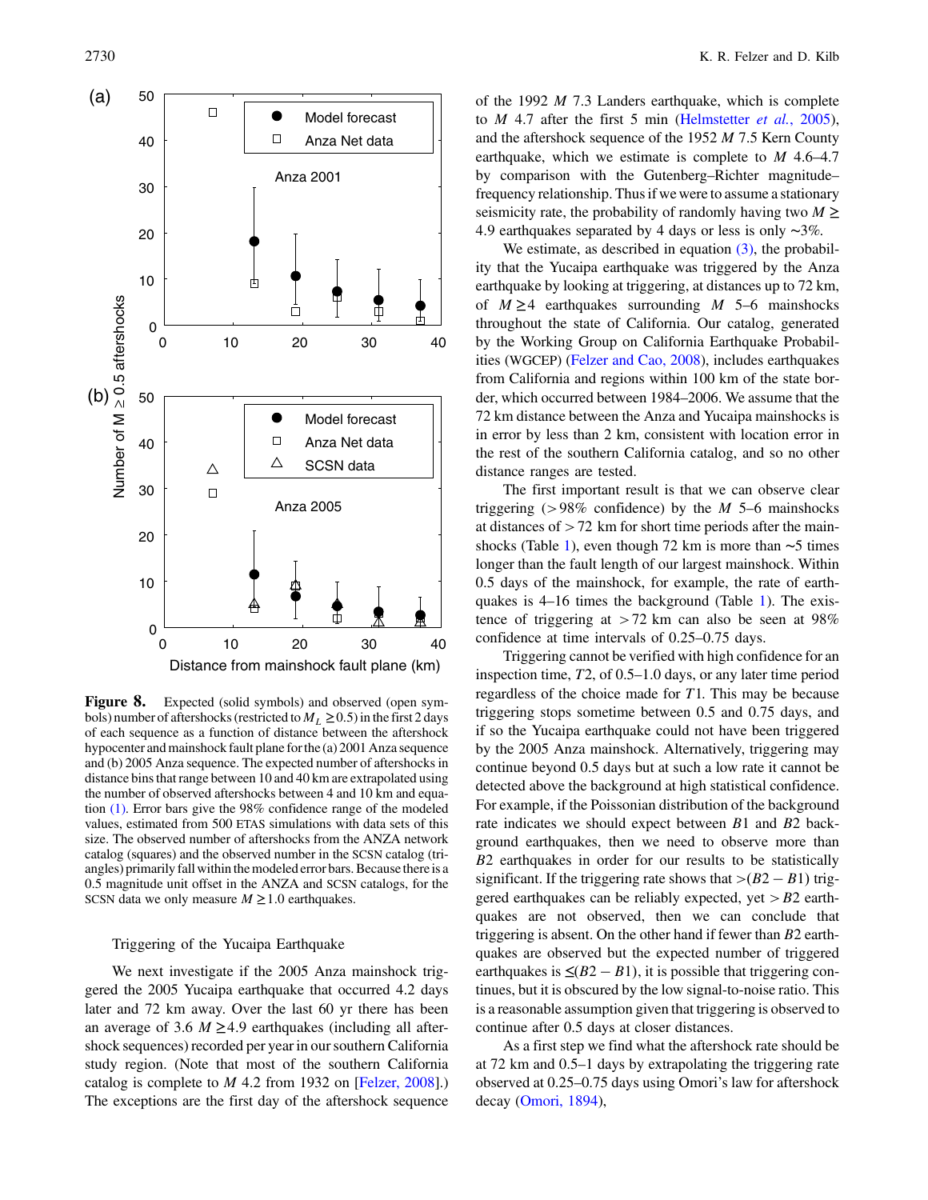**Figure 8.** Expected (solid symbols) and observed (open symbols) number of aftershocks (restricted to $M_L \geq 0.5$) in the first 2 days of each sequence as a function of distance between the aftershock hypocenter and mainshock fault plane for the (a) 2001 Anza sequence and (b) 2005 Anza sequence. The expected number of aftershocks in distance bins that range between 10 and 40 km are extrapolated using the number of observed aftershocks between 4 and 10 km and equation (1). Error bars give the 98% confidence range of the modeled values, estimated from 500 ETAS simulations with data sets of this size. The observed number of aftershocks from the ANZA network catalog (squares) and the observed number in the SCSN catalog (triangles) primarily fall within the modeled error bars. Because there is a 0.5 magnitude unit offset in the ANZA and SCSN catalogs, for the SCSN data we only measure $M \geq 1.0$ earthquakes.

## Triggering of the Yucaipa Earthquake

We next investigate if the 2005 Anza mainshock triggered the 2005 Yucaipa earthquake that occurred 4.2 days later and 72 km away. Over the last 60 yr there has been an average of 3.6 $M \geq 4.9$ earthquakes (including all aftershock sequences) recorded per year in our southern California study region. (Note that most of the southern California catalog is complete to $M$ 4.2 from 1932 on [Felzer, 2008].) The exceptions are the first day of the aftershock sequence of the 1992 $M$ 7.3 Landers earthquake, which is complete to $M$ 4.7 after the first 5 min (Helmstetter *et al.*, 2005), and the aftershock sequence of the 1952 $M$ 7.5 Kern County earthquake, which we estimate is complete to $M$ 4.6–4.7 by comparison with the Gutenberg–Richter magnitude–frequency relationship. Thus if we were to assume a stationary seismicity rate, the probability of randomly having two $M \geq$ 4.9 earthquakes separated by 4 days or less is only ~3%.

We estimate, as described in equation (3), the probability that the Yucaipa earthquake was triggered by the Anza earthquake by looking at triggering, at distances up to 72 km, of $M \geq 4$ earthquakes surrounding $M$ 5–6 mainshocks throughout the state of California. Our catalog, generated by the Working Group on California Earthquake Probabilities (WGCEP) (Felzer and Cao, 2008), includes earthquakes from California and regions within 100 km of the state border, which occurred between 1984–2006. We assume that the 72 km distance between the Anza and Yucaipa mainshocks is in error by less than 2 km, consistent with location error in the rest of the southern California catalog, and so no other distance ranges are tested.

The first important result is that we can observe clear triggering (>98% confidence) by the $M$ 5–6 mainshocks at distances of > 72 km for short time periods after the mainshocks (Table 1), even though 72 km is more than ~5 times longer than the fault length of our largest mainshock. Within 0.5 days of the mainshock, for example, the rate of earthquakes is 4–16 times the background (Table 1). The existence of triggering at > 72 km can also be seen at 98% confidence at time intervals of 0.25–0.75 days.

Triggering cannot be verified with high confidence for an inspection time, $T2$, of 0.5–1.0 days, or any later time period regardless of the choice made for $T1$. This may be because triggering stops sometime between 0.5 and 0.75 days, and if so the Yucaipa earthquake could not have been triggered by the 2005 Anza mainshock. Alternatively, triggering may continue beyond 0.5 days but at such a low rate it cannot be detected above the background at high statistical confidence. For example, if the Poissonian distribution of the background rate indicates we should expect between $B1$ and $B2$ background earthquakes, then we need to observe more than $B2$ earthquakes in order for our results to be statistically significant. If the triggering rate shows that $>(B2 - B1)$ triggered earthquakes can be reliably expected, yet $> B2$ earthquakes are not observed, then we can conclude that triggering is absent. On the other hand if fewer than $B2$ earthquakes are observed but the expected number of triggered earthquakes is $\leq(B2 - B1)$, it is possible that triggering continues, but it is obscured by the low signal-to-noise ratio. This is a reasonable assumption given that triggering is observed to continue after 0.5 days at closer distances.

As a first step we find what the aftershock rate should be at 72 km and 0.5–1 days by extrapolating the triggering rate observed at 0.25–0.75 days using Omori's law for aftershock decay (Omori, 1894),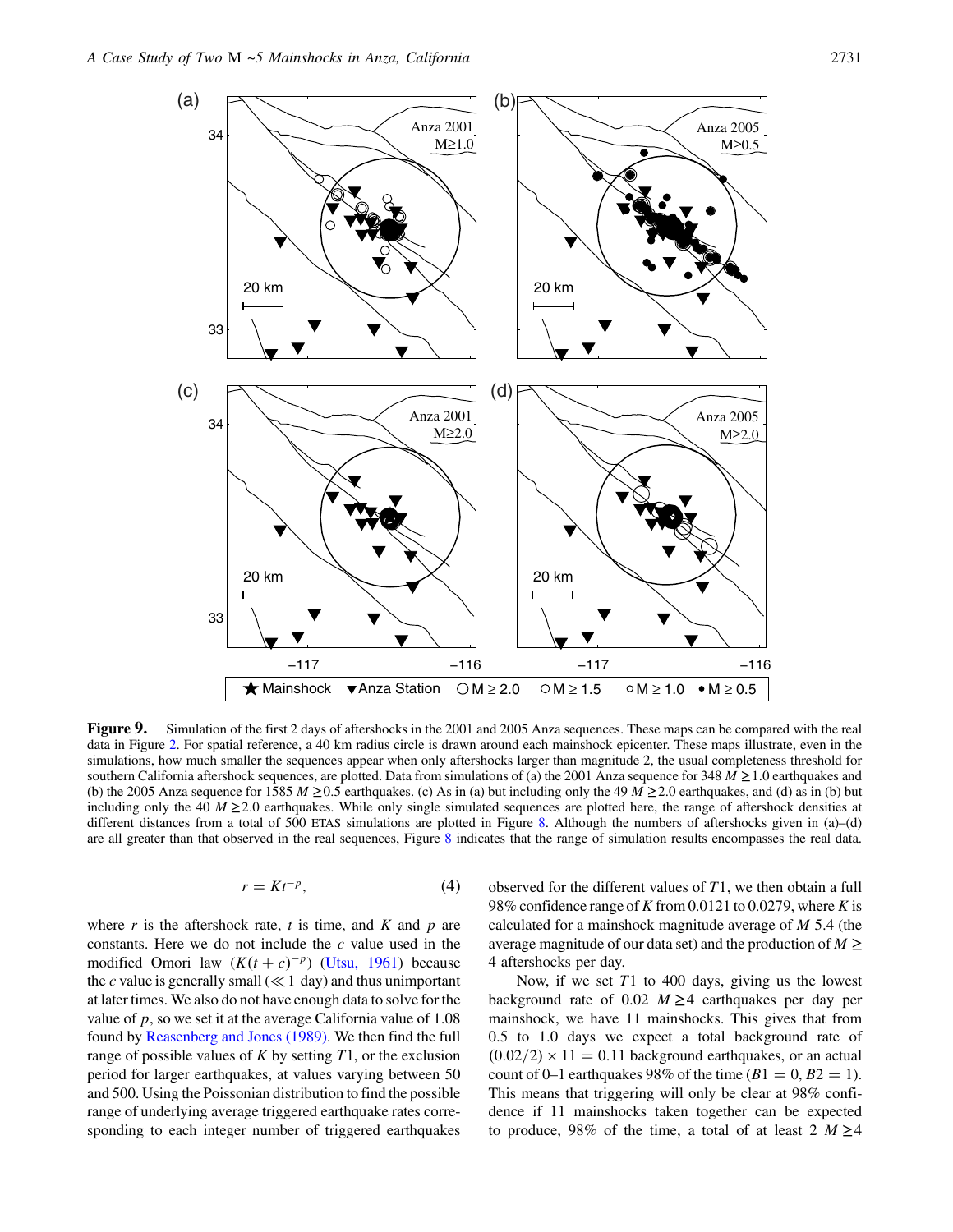**Figure 9.** Simulation of the first 2 days of aftershocks in the 2001 and 2005 Anza sequences. These maps can be compared with the real data in Figure 2. For spatial reference, a 40 km radius circle is drawn around each mainshock epicenter. These maps illustrate, even in the simulations, how much smaller the sequences appear when only aftershocks larger than magnitude 2, the usual completeness threshold for southern California aftershock sequences, are plotted. Data from simulations of (a) the 2001 Anza sequence for 348 $M \geq 1.0$ earthquakes and (b) the 2005 Anza sequence for 1585 $M \geq 0.5$ earthquakes. (c) As in (a) but including only the 49 $M \geq 2.0$ earthquakes, and (d) as in (b) but including only the 40 $M \geq 2.0$ earthquakes. While only single simulated sequences are plotted here, the range of aftershock densities at different distances from a total of 500 ETAS simulations are plotted in Figure 8. Although the numbers of aftershocks given in (a)–(d) are all greater than that observed in the real sequences, Figure 8 indicates that the range of simulation results encompasses the real data.

$$r = Kt^{-p}, \tag{4}$$

where $r$ is the aftershock rate, $t$ is time, and $K$ and $p$ are constants. Here we do not include the $c$ value used in the modified Omori law ($K(t + c)^{-p}$) (Utsu, 1961) because the $c$ value is generally small ($\ll 1$ day) and thus unimportant at later times. We also do not have enough data to solve for the value of $p$, so we set it at the average California value of 1.08 found by Reasenberg and Jones (1989). We then find the full range of possible values of $K$ by setting $T1$, or the exclusion period for larger earthquakes, at values varying between 50 and 500. Using the Poissonian distribution to find the possible range of underlying average triggered earthquake rates corresponding to each integer number of triggered earthquakes observed for the different values of $T1$, we then obtain a full 98% confidence range of $K$ from 0.0121 to 0.0279, where $K$ is calculated for a mainshock magnitude average of $M$ 5.4 (the average magnitude of our data set) and the production of $M \geq 4$ aftershocks per day.

Now, if we set $T1$ to 400 days, giving us the lowest background rate of 0.02 $M \geq 4$ earthquakes per day per mainshock, we have 11 mainshocks. This gives that from 0.5 to 1.0 days we expect a total background rate of $(0.02/2) \times 11 = 0.11$ background earthquakes, or an actual count of 0–1 earthquakes 98% of the time ($B1 = 0$, $B2 = 1$). This means that triggering will only be clear at 98% confidence if 11 mainshocks taken together can be expected to produce, 98% of the time, a total of at least 2 $M \geq 4$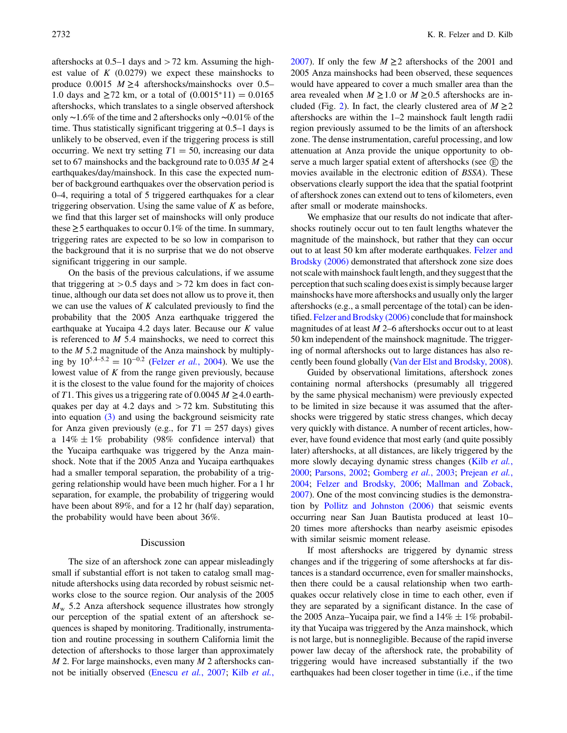aftershocks at 0.5–1 days and $>72$ km. Assuming the highest value of $K$ (0.0279) we expect these mainshocks to produce 0.0015 $M \geq 4$ aftershocks/mainshocks over 0.5–1.0 days and $\geq 72$ km, or a total of $(0.0015 * 11) = 0.0165$ aftershocks, which translates to a single observed aftershock only ~1.6% of the time and 2 aftershocks only ~0.01% of the time. Thus statistically significant triggering at 0.5–1 days is unlikely to be observed, even if the triggering process is still occurring. We next try setting $T1 = 50$, increasing our data set to 67 mainshocks and the background rate to 0.035 $M \geq 4$ earthquakes/day/mainshock. In this case the expected number of background earthquakes over the observation period is 0–4, requiring a total of 5 triggered earthquakes for a clear triggering observation. Using the same value of $K$ as before, we find that this larger set of mainshocks will only produce these $\geq 5$ earthquakes to occur 0.1% of the time. In summary, triggering rates are expected to be so low in comparison to the background that it is no surprise that we do not observe significant triggering in our sample.

On the basis of the previous calculations, if we assume that triggering at $>0.5$ days and $>72$ km does in fact continue, although our data set does not allow us to prove it, then we can use the values of $K$ calculated previously to find the probability that the 2005 Anza earthquake triggered the earthquake at Yucaipa 4.2 days later. Because our $K$ value is referenced to $M$ 5.4 mainshocks, we need to correct this to the $M$ 5.2 magnitude of the Anza mainshock by multiplying by $10^{5.4-5.2} = 10^{-0.2}$ (Felzer *et al.*, 2004). We use the lowest value of $K$ from the range given previously, because it is the closest to the value found for the majority of choices of $T1$. This gives us a triggering rate of 0.0045 $M \geq 4.0$ earthquakes per day at 4.2 days and $>72$ km. Substituting this into equation (3) and using the background seismicity rate for Anza given previously (e.g., for $T1 = 257$ days) gives a $14\% \pm 1\%$ probability (98% confidence interval) that the Yucaipa earthquake was triggered by the Anza mainshock. Note that if the 2005 Anza and Yucaipa earthquakes had a smaller temporal separation, the probability of a triggering relationship would have been much higher. For a 1 hr separation, for example, the probability of triggering would have been about 89%, and for a 12 hr (half day) separation, the probability would have been about 36%.

## Discussion

The size of an aftershock zone can appear misleadingly small if substantial effort is not taken to catalog small magnitude aftershocks using data recorded by robust seismic networks close to the source region. Our analysis of the 2005 $M_w$ 5.2 Anza aftershock sequence illustrates how strongly our perception of the spatial extent of an aftershock sequences is shaped by monitoring. Traditionally, instrumentation and routine processing in southern California limit the detection of aftershocks to those larger than approximately $M$ 2. For large mainshocks, even many $M$ 2 aftershocks cannot be initially observed (Enescu *et al.*, 2007; Kilb *et al.*, 2007). If only the few $M \geq 2$ aftershocks of the 2001 and 2005 Anza mainshocks had been observed, these sequences would have appeared to cover a much smaller area than the area revealed when $M \geq 1.0$ or $M \geq 0.5$ aftershocks are included (Fig. 2). In fact, the clearly clustered area of $M \geq 2$ aftershocks are within the 1–2 mainshock fault length radii region previously assumed to be the limits of an aftershock zone. The dense instrumentation, careful processing, and low attenuation at Anza provide the unique opportunity to observe a much larger spatial extent of aftershocks (see Ⓔ the movies available in the electronic edition of *BSSA*). These observations clearly support the idea that the spatial footprint of aftershock zones can extend out to tens of kilometers, even after small or moderate mainshocks.

We emphasize that our results do not indicate that aftershocks routinely occur out to ten fault lengths whatever the magnitude of the mainshock, but rather that they can occur out to at least 50 km after moderate earthquakes. Felzer and Brodsky (2006) demonstrated that aftershock zone size does not scale with mainshock fault length, and they suggest that the perception that such scaling does exist is simply because larger mainshocks have more aftershocks and usually only the larger aftershocks (e.g., a small percentage of the total) can be identified. Felzer and Brodsky (2006) conclude that for mainshock magnitudes of at least $M$ 2–6 aftershocks occur out to at least 50 km independent of the mainshock magnitude. The triggering of normal aftershocks out to large distances has also recently been found globally (Van der Elst and Brodsky, 2008).

Guided by observational limitations, aftershock zones containing normal aftershocks (presumably all triggered by the same physical mechanism) were previously expected to be limited in size because it was assumed that the aftershocks were triggered by static stress changes, which decay very quickly with distance. A number of recent articles, however, have found evidence that most early (and quite possibly later) aftershocks, at all distances, are likely triggered by the more slowly decaying dynamic stress changes (Kilb *et al.*, 2000; Parsons, 2002; Gomberg *et al.*, 2003; Prejean *et al.*, 2004; Felzer and Brodsky, 2006; Mallman and Zoback, 2007). One of the most convincing studies is the demonstration by Pollitz and Johnston (2006) that seismic events occurring near San Juan Bautista produced at least 10–20 times more aftershocks than nearby aseismic episodes with similar seismic moment release.

If most aftershocks are triggered by dynamic stress changes and if the triggering of some aftershocks at far distances is a standard occurrence, even for smaller mainshocks, then there could be a causal relationship when two earthquakes occur relatively close in time to each other, even if they are separated by a significant distance. In the case of the 2005 Anza–Yucaipa pair, we find a $14\% \pm 1\%$ probability that Yucaipa was triggered by the Anza mainshock, which is not large, but is nonnegligible. Because of the rapid inverse power law decay of the aftershock rate, the probability of triggering would have increased substantially if the two earthquakes had been closer together in time (i.e., if the time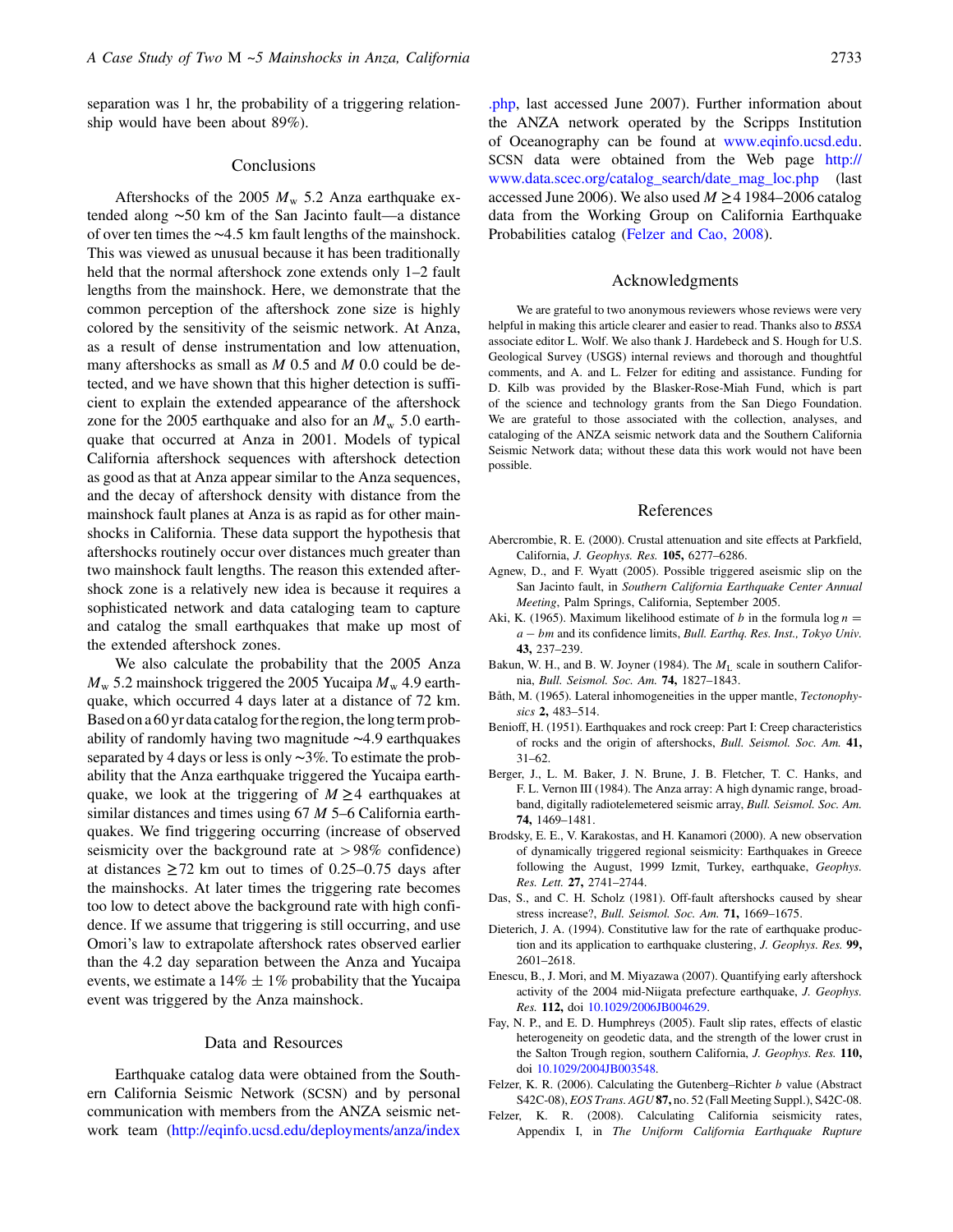separation was 1 hr, the probability of a triggering relationship would have been about 89%).

## Conclusions

Aftershocks of the 2005 $M_w$ 5.2 Anza earthquake extended along ~50 km of the San Jacinto fault—a distance of over ten times the ~4.5 km fault lengths of the mainshock. This was viewed as unusual because it has been traditionally held that the normal aftershock zone extends only 1–2 fault lengths from the mainshock. Here, we demonstrate that the common perception of the aftershock zone size is highly colored by the sensitivity of the seismic network. At Anza, as a result of dense instrumentation and low attenuation, many aftershocks as small as $M$ 0.5 and $M$ 0.0 could be detected, and we have shown that this higher detection is sufficient to explain the extended appearance of the aftershock zone for the 2005 earthquake and also for an $M_w$ 5.0 earthquake that occurred at Anza in 2001. Models of typical California aftershock sequences with aftershock detection as good as that at Anza appear similar to the Anza sequences, and the decay of aftershock density with distance from the mainshock fault planes at Anza is as rapid as for other mainshocks in California. These data support the hypothesis that aftershocks routinely occur over distances much greater than two mainshock fault lengths. The reason this extended aftershock zone is a relatively new idea is because it requires a sophisticated network and data cataloging team to capture and catalog the small earthquakes that make up most of the extended aftershock zones.

We also calculate the probability that the 2005 Anza $M_w$ 5.2 mainshock triggered the 2005 Yucaipa $M_w$ 4.9 earthquake, which occurred 4 days later at a distance of 72 km. Based on a 60 yr data catalog for the region, the long term probability of randomly having two magnitude ~4.9 earthquakes separated by 4 days or less is only ~3%. To estimate the probability that the Anza earthquake triggered the Yucaipa earthquake, we look at the triggering of $M \geq 4$ earthquakes at similar distances and times using 67 $M$ 5–6 California earthquakes. We find triggering occurring (increase of observed seismicity over the background rate at >98% confidence) at distances $\geq 72$ km out to times of 0.25–0.75 days after the mainshocks. At later times the triggering rate becomes too low to detect above the background rate with high confidence. If we assume that triggering is still occurring, and use Omori's law to extrapolate aftershock rates observed earlier than the 4.2 day separation between the Anza and Yucaipa events, we estimate a 14% ± 1% probability that the Yucaipa event was triggered by the Anza mainshock.

## Data and Resources

Earthquake catalog data were obtained from the Southern California Seismic Network (SCSN) and by personal communication with members from the ANZA seismic network team (http://eqinfo.ucsd.edu/deployments/anza/index.php, last accessed June 2007). Further information about the ANZA network operated by the Scripps Institution of Oceanography can be found at www.eqinfo.ucsd.edu. SCSN data were obtained from the Web page http://www.data.scec.org/catalog_search/date_mag_loc.php (last accessed June 2006). We also used $M \geq 4$ 1984–2006 catalog data from the Working Group on California Earthquake Probabilities catalog (Felzer and Cao, 2008).

## Acknowledgments

We are grateful to two anonymous reviewers whose reviews were very helpful in making this article clearer and easier to read. Thanks also to *BSSA* associate editor L. Wolf. We also thank J. Hardebeck and S. Hough for U.S. Geological Survey (USGS) internal reviews and thorough and thoughtful comments, and A. and L. Felzer for editing and assistance. Funding for D. Kilb was provided by the Blasker-Rose-Miah Fund, which is part of the science and technology grants from the San Diego Foundation. We are grateful to those associated with the collection, analyses, and cataloging of the ANZA seismic network data and the Southern California Seismic Network data; without these data this work would not have been possible.

## References

Abercrombie, R. E. (2000). Crustal attenuation and site effects at Parkfield, California, *J. Geophys. Res.* **105,** 6277–6286.

Agnew, D., and F. Wyatt (2005). Possible triggered aseismic slip on the San Jacinto fault, in *Southern California Earthquake Center Annual Meeting*, Palm Springs, California, September 2005.

Aki, K. (1965). Maximum likelihood estimate of $b$ in the formula $\log n = a - bm$ and its confidence limits, *Bull. Earthq. Res. Inst., Tokyo Univ.* **43,** 237–239.

Bakun, W. H., and B. W. Joyner (1984). The $M_L$ scale in southern California, *Bull. Seismol. Soc. Am.* **74,** 1827–1843.

Båth, M. (1965). Lateral inhomogeneities in the upper mantle, *Tectonophysics* **2,** 483–514.

Benioff, H. (1951). Earthquakes and rock creep: Part I: Creep characteristics of rocks and the origin of aftershocks, *Bull. Seismol. Soc. Am.* **41,** 31–62.

Berger, J., L. M. Baker, J. N. Brune, J. B. Fletcher, T. C. Hanks, and F. L. Vernon III (1984). The Anza array: A high dynamic range, broadband, digitally radiotelemetered seismic array, *Bull. Seismol. Soc. Am.* **74,** 1469–1481.

Brodsky, E. E., V. Karakostas, and H. Kanamori (2000). A new observation of dynamically triggered regional seismicity: Earthquakes in Greece following the August, 1999 Izmit, Turkey, earthquake, *Geophys. Res. Lett.* **27,** 2741–2744.

Das, S., and C. H. Scholz (1981). Off-fault aftershocks caused by shear stress increase?, *Bull. Seismol. Soc. Am.* **71,** 1669–1675.

Dieterich, J. A. (1994). Constitutive law for the rate of earthquake production and its application to earthquake clustering, *J. Geophys. Res.* **99,** 2601–2618.

Enescu, B., J. Mori, and M. Miyazawa (2007). Quantifying early aftershock activity of the 2004 mid-Niigata prefecture earthquake, *J. Geophys. Res.* **112,** doi 10.1029/2006JB004629.

Fay, N. P., and E. D. Humphreys (2005). Fault slip rates, effects of elastic heterogeneity on geodetic data, and the strength of the lower crust in the Salton Trough region, southern California, *J. Geophys. Res.* **110,** doi 10.1029/2004JB003548.

Felzer, K. R. (2006). Calculating the Gutenberg–Richter $b$ value (Abstract S42C-08), *EOS Trans. AGU* **87,** no. 52 (Fall Meeting Suppl.), S42C-08.

Felzer, K. R. (2008). Calculating California seismicity rates, Appendix I, in *The Uniform California Earthquake Rupture*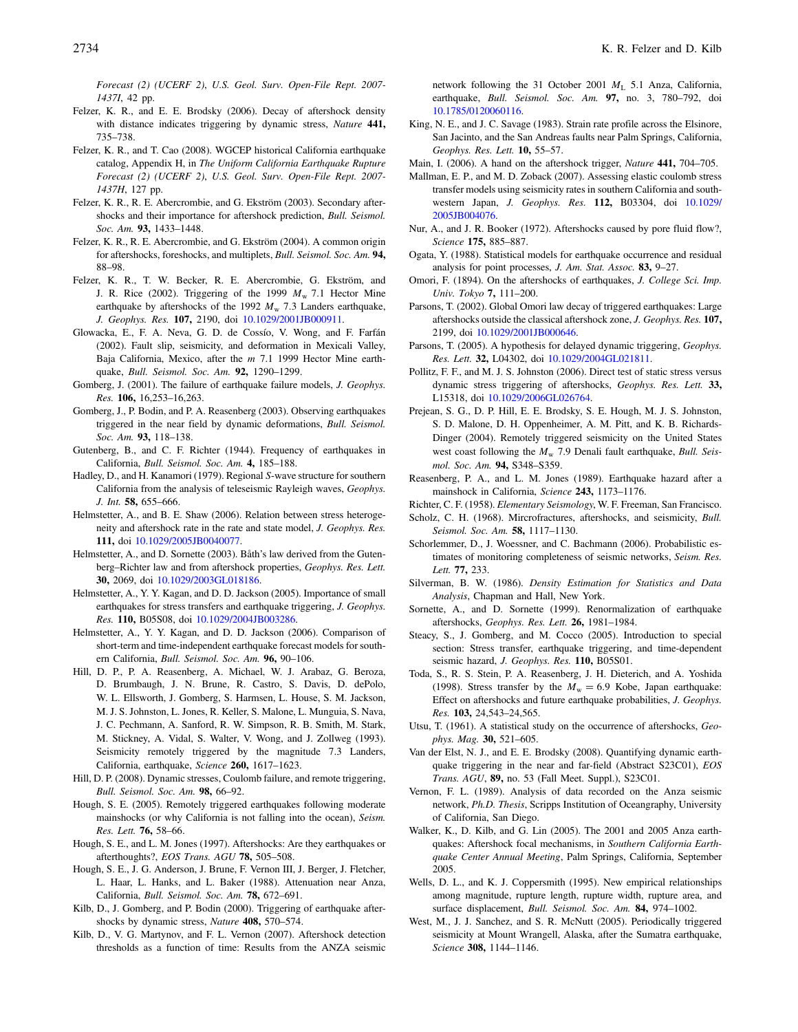*Forecast (2) (UCERF 2)*, *U.S. Geol. Surv. Open-File Rept. 2007-1437I*, 42 pp.

Felzer, K. R., and E. E. Brodsky (2006). Decay of aftershock density with distance indicates triggering by dynamic stress, *Nature* **441,** 735–738.

Felzer, K. R., and T. Cao (2008). WGCEP historical California earthquake catalog, Appendix H, in *The Uniform California Earthquake Rupture Forecast (2) (UCERF 2)*, *U.S. Geol. Surv. Open-File Rept. 2007-1437H*, 127 pp.

Felzer, K. R., R. E. Abercrombie, and G. Ekström (2003). Secondary aftershocks and their importance for aftershock prediction, *Bull. Seismol. Soc. Am.* **93,** 1433–1448.

Felzer, K. R., R. E. Abercrombie, and G. Ekström (2004). A common origin for aftershocks, foreshocks, and multiplets, *Bull. Seismol. Soc. Am.* **94,** 88–98.

Felzer, K. R., T. W. Becker, R. E. Abercrombie, G. Ekström, and J. R. Rice (2002). Triggering of the 1999 $M_w$ 7.1 Hector Mine earthquake by aftershocks of the 1992 $M_w$ 7.3 Landers earthquake, *J. Geophys. Res.* **107,** 2190, doi 10.1029/2001JB000911.

Glowacka, E., F. A. Neva, G. D. de Cossío, V. Wong, and F. Farfán (2002). Fault slip, seismicity, and deformation in Mexicali Valley, Baja California, Mexico, after the *m* 7.1 1999 Hector Mine earthquake, *Bull. Seismol. Soc. Am.* **92,** 1290–1299.

Gomberg, J. (2001). The failure of earthquake failure models, *J. Geophys. Res.* **106,** 16,253–16,263.

Gomberg, J., P. Bodin, and P. A. Reasenberg (2003). Observing earthquakes triggered in the near field by dynamic deformations, *Bull. Seismol. Soc. Am.* **93,** 118–138.

Gutenberg, B., and C. F. Richter (1944). Frequency of earthquakes in California, *Bull. Seismol. Soc. Am.* **4,** 185–188.

Hadley, D., and H. Kanamori (1979). Regional *S*-wave structure for southern California from the analysis of teleseismic Rayleigh waves, *Geophys. J. Int.* **58,** 655–666.

Helmstetter, A., and B. E. Shaw (2006). Relation between stress heterogeneity and aftershock rate in the rate and state model, *J. Geophys. Res.* **111,** doi 10.1029/2005JB0040077.

Helmstetter, A., and D. Sornette (2003). Båth's law derived from the Gutenberg–Richter law and from aftershock properties, *Geophys. Res. Lett.* **30,** 2069, doi 10.1029/2003GL018186.

Helmstetter, A., Y. Y. Kagan, and D. D. Jackson (2005). Importance of small earthquakes for stress transfers and earthquake triggering, *J. Geophys. Res.* **110,** B05S08, doi 10.1029/2004JB003286.

Helmstetter, A., Y. Y. Kagan, and D. D. Jackson (2006). Comparison of short-term and time-independent earthquake forecast models for southern California, *Bull. Seismol. Soc. Am.* **96,** 90–106.

Hill, D. P., P. A. Reasenberg, A. Michael, W. J. Arabaz, G. Beroza, D. Brumbaugh, J. N. Brune, R. Castro, S. Davis, D. dePolo, W. L. Ellsworth, J. Gomberg, S. Harmsen, L. House, S. M. Jackson, M. J. S. Johnston, L. Jones, R. Keller, S. Malone, L. Munguia, S. Nava, J. C. Pechmann, A. Sanford, R. W. Simpson, R. B. Smith, M. Stark, M. Stickney, A. Vidal, S. Walter, V. Wong, and J. Zollweg (1993). Seismicity remotely triggered by the magnitude 7.3 Landers, California, earthquake, *Science* **260,** 1617–1623.

Hill, D. P. (2008). Dynamic stresses, Coulomb failure, and remote triggering, *Bull. Seismol. Soc. Am.* **98,** 66–92.

Hough, S. E. (2005). Remotely triggered earthquakes following moderate mainshocks (or why California is not falling into the ocean), *Seism. Res. Lett.* **76,** 58–66.

Hough, S. E., and L. M. Jones (1997). Aftershocks: Are they earthquakes or afterthoughts?, *EOS Trans. AGU* **78,** 505–508.

Hough, S. E., J. G. Anderson, J. Brune, F. Vernon III, J. Berger, J. Fletcher, L. Haar, L. Hanks, and L. Baker (1988). Attenuation near Anza, California, *Bull. Seismol. Soc. Am.* **78,** 672–691.

Kilb, D., J. Gomberg, and P. Bodin (2000). Triggering of earthquake aftershocks by dynamic stress, *Nature* **408,** 570–574.

Kilb, D., V. G. Martynov, and F. L. Vernon (2007). Aftershock detection thresholds as a function of time: Results from the ANZA seismic network following the 31 October 2001 $M_L$ 5.1 Anza, California, earthquake, *Bull. Seismol. Soc. Am.* **97,** no. 3, 780–792, doi 10.1785/0120060116.

King, N. E., and J. C. Savage (1983). Strain rate profile across the Elsinore, San Jacinto, and the San Andreas faults near Palm Springs, California, *Geophys. Res. Lett.* **10,** 55–57.

Main, I. (2006). A hand on the aftershock trigger, *Nature* **441,** 704–705.

Mallman, E. P., and M. D. Zoback (2007). Assessing elastic coulomb stress transfer models using seismicity rates in southern California and southwestern Japan, *J. Geophys. Res.* **112,** B03304, doi 10.1029/2005JB004076.

Nur, A., and J. R. Booker (1972). Aftershocks caused by pore fluid flow?, *Science* **175,** 885–887.

Ogata, Y. (1988). Statistical models for earthquake occurrence and residual analysis for point processes, *J. Am. Stat. Assoc.* **83,** 9–27.

Omori, F. (1894). On the aftershocks of earthquakes, *J. College Sci. Imp. Univ. Tokyo* **7,** 111–200.

Parsons, T. (2002). Global Omori law decay of triggered earthquakes: Large aftershocks outside the classical aftershock zone, *J. Geophys. Res.* **107,** 2199, doi 10.1029/2001JB000646.

Parsons, T. (2005). A hypothesis for delayed dynamic triggering, *Geophys. Res. Lett.* **32,** L04302, doi 10.1029/2004GL021811.

Pollitz, F. F., and M. J. S. Johnston (2006). Direct test of static stress versus dynamic stress triggering of aftershocks, *Geophys. Res. Lett.* **33,** L15318, doi 10.1029/2006GL026764.

Prejean, S. G., D. P. Hill, E. E. Brodsky, S. E. Hough, M. J. S. Johnston, S. D. Malone, D. H. Oppenheimer, A. M. Pitt, and K. B. Richards-Dinger (2004). Remotely triggered seismicity on the United States west coast following the $M_w$ 7.9 Denali fault earthquake, *Bull. Seismol. Soc. Am.* **94,** S348–S359.

Reasenberg, P. A., and L. M. Jones (1989). Earthquake hazard after a mainshock in California, *Science* **243,** 1173–1176.

Richter, C. F. (1958). *Elementary Seismology*, W. F. Freeman, San Francisco.

Scholz, C. H. (1968). Mircrofractures, aftershocks, and seismicity, *Bull. Seismol. Soc. Am.* **58,** 1117–1130.

Schorlemmer, D., J. Woessner, and C. Bachmann (2006). Probabilistic estimates of monitoring completeness of seismic networks, *Seism. Res. Lett.* **77,** 233.

Silverman, B. W. (1986). *Density Estimation for Statistics and Data Analysis*, Chapman and Hall, New York.

Sornette, A., and D. Sornette (1999). Renormalization of earthquake aftershocks, *Geophys. Res. Lett.* **26,** 1981–1984.

Steacy, S., J. Gomberg, and M. Cocco (2005). Introduction to special section: Stress transfer, earthquake triggering, and time-dependent seismic hazard, *J. Geophys. Res.* **110,** B05S01.

Toda, S., R. S. Stein, P. A. Reasenberg, J. H. Dieterich, and A. Yoshida (1998). Stress transfer by the $M_w = 6.9$ Kobe, Japan earthquake: Effect on aftershocks and future earthquake probabilities, *J. Geophys. Res.* **103,** 24,543–24,565.

Utsu, T. (1961). A statistical study on the occurrence of aftershocks, *Geophys. Mag.* **30,** 521–605.

Van der Elst, N. J., and E. E. Brodsky (2008). Quantifying dynamic earthquake triggering in the near and far-field (Abstract S23C01), *EOS Trans. AGU*, **89,** no. 53 (Fall Meet. Suppl.), S23C01.

Vernon, F. L. (1989). Analysis of data recorded on the Anza seismic network, *Ph.D. Thesis*, Scripps Institution of Oceanography, University of California, San Diego.

Walker, K., D. Kilb, and G. Lin (2005). The 2001 and 2005 Anza earthquakes: Aftershock focal mechanisms, in *Southern California Earthquake Center Annual Meeting*, Palm Springs, California, September 2005.

Wells, D. L., and K. J. Coppersmith (1995). New empirical relationships among magnitude, rupture length, rupture width, rupture area, and surface displacement, *Bull. Seismol. Soc. Am.* **84,** 974–1002.

West, M., J. J. Sanchez, and S. R. McNutt (2005). Periodically triggered seismicity at Mount Wrangell, Alaska, after the Sumatra earthquake, *Science* **308,** 1144–1146.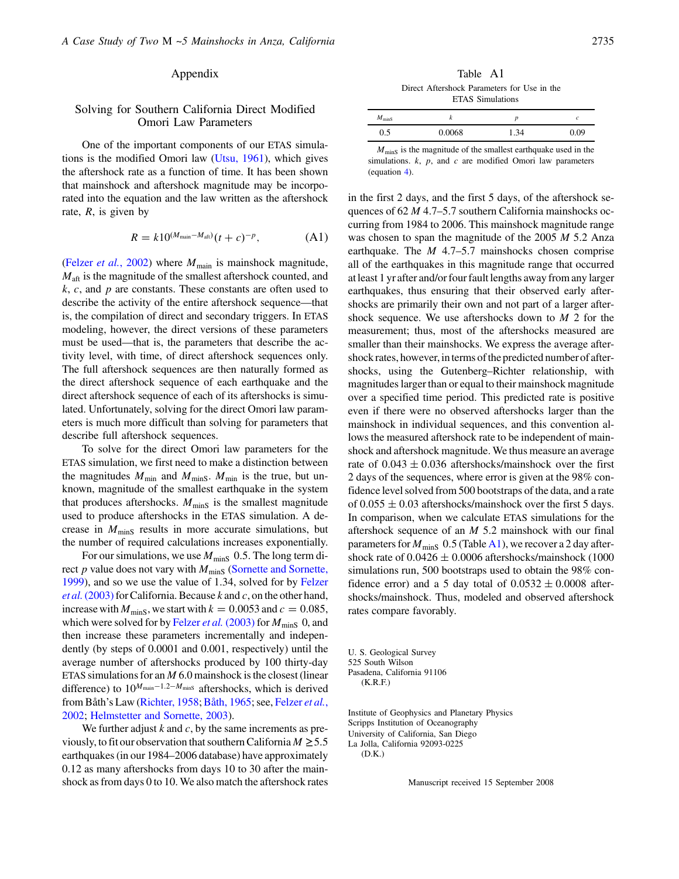## Appendix

### Solving for Southern California Direct Modified Omori Law Parameters

One of the important components of our ETAS simulations is the modified Omori law (Utsu, 1961), which gives the aftershock rate as a function of time. It has been shown that mainshock and aftershock magnitude may be incorporated into the equation and the law written as the aftershock rate, $R$, is given by

$$R = k10^{(M_{\text{main}}-M_{\text{aft}})}(t+c)^{-p}, \tag{A1}$$

(Felzer *et al.*, 2002) where $M_{\text{main}}$ is mainshock magnitude, $M_{\text{aft}}$ is the magnitude of the smallest aftershock counted, and $k$, $c$, and $p$ are constants. These constants are often used to describe the activity of the entire aftershock sequence—that is, the compilation of direct and secondary triggers. In ETAS modeling, however, the direct versions of these parameters must be used—that is, the parameters that describe the activity level, with time, of direct aftershock sequences only. The full aftershock sequences are then naturally formed as the direct aftershock sequence of each earthquake and the direct aftershock sequence of each of its aftershocks is simulated. Unfortunately, solving for the direct Omori law parameters is much more difficult than solving for parameters that describe full aftershock sequences.

To solve for the direct Omori law parameters for the ETAS simulation, we first need to make a distinction between the magnitudes $M_{\text{min}}$ and $M_{\text{minS}}$. $M_{\text{min}}$ is the true, but unknown, magnitude of the smallest earthquake in the system that produces aftershocks. $M_{\text{minS}}$ is the smallest magnitude used to produce aftershocks in the ETAS simulation. A decrease in $M_{\text{minS}}$ results in more accurate simulations, but the number of required calculations increases exponentially.

For our simulations, we use $M_{\text{minS}}$ 0.5. The long term direct $p$ value does not vary with $M_{\text{minS}}$ (Sornette and Sornette, 1999), and so we use the value of 1.34, solved for by Felzer *et al.* (2003) for California. Because $k$ and $c$, on the other hand, increase with $M_{\text{minS}}$, we start with $k = 0.0053$ and $c = 0.085$, which were solved for by Felzer *et al.* (2003) for $M_{\text{minS}}$ 0, and then increase these parameters incrementally and independently (by steps of 0.0001 and 0.001, respectively) until the average number of aftershocks produced by 100 thirty-day ETAS simulations for an $M$ 6.0 mainshock is the closest (linear difference) to $10^{M_{\text{main}}-1.2-M_{\text{minS}}}$ aftershocks, which is derived from Båth's Law (Richter, 1958; Båth, 1965; see, Felzer *et al.*, 2002; Helmstetter and Sornette, 2003).

We further adjust $k$ and $c$, by the same increments as previously, to fit our observation that southern California $M \geq 5.5$ earthquakes (in our 1984–2006 database) have approximately 0.12 as many aftershocks from days 10 to 30 after the mainshock as from days 0 to 10. We also match the aftershock rates in the first 2 days, and the first 5 days, of the aftershock sequences of 62 $M$ 4.7–5.7 southern California mainshocks occurring from 1984 to 2006. This mainshock magnitude range was chosen to span the magnitude of the 2005 $M$ 5.2 Anza earthquake. The $M$ 4.7–5.7 mainshocks chosen comprise all of the earthquakes in this magnitude range that occurred at least 1 yr after and/or four fault lengths away from any larger earthquakes, thus ensuring that their observed early aftershocks are primarily their own and not part of a larger aftershock sequence. We use aftershocks down to $M$ 2 for the measurement; thus, most of the aftershocks measured are smaller than their mainshocks. We express the average aftershock rates, however, in terms of the predicted number of aftershocks, using the Gutenberg–Richter relationship, with magnitudes larger than or equal to their mainshock magnitude over a specified time period. This predicted rate is positive even if there were no observed aftershocks larger than the mainshock in individual sequences, and this convention allows the measured aftershock rate to be independent of mainshock and aftershock magnitude. We thus measure an average rate of $0.043 \pm 0.036$ aftershocks/mainshock over the first 2 days of the sequences, where error is given at the 98% confidence level solved from 500 bootstraps of the data, and a rate of $0.055 \pm 0.03$ aftershocks/mainshock over the first 5 days. In comparison, when we calculate ETAS simulations for the aftershock sequence of an $M$ 5.2 mainshock with our final parameters for $M_{\text{minS}}$ 0.5 (Table A1), we recover a 2 day aftershock rate of $0.0426 \pm 0.0006$ aftershocks/mainshock (1000 simulations run, 500 bootstraps used to obtain the 98% confidence error) and a 5 day total of $0.0532 \pm 0.0008$ aftershocks/mainshock. Thus, modeled and observed aftershock rates compare favorably.

Table A1
Direct Aftershock Parameters for Use in the ETAS Simulations

| $M_{\text{minS}}$ | $k$ | $p$ | $c$ |
|---|---|---|---|
| 0.5 | 0.0068 | 1.34 | 0.09 |

$M_{\text{minS}}$ is the magnitude of the smallest earthquake used in the simulations. $k$, $p$, and $c$ are modified Omori law parameters (equation 4).

U. S. Geological Survey
525 South Wilson
Pasadena, California 91106
(K.R.F.)

Institute of Geophysics and Planetary Physics
Scripps Institution of Oceanography
University of California, San Diego
La Jolla, California 92093-0225
(D.K.)

Manuscript received 15 September 2008